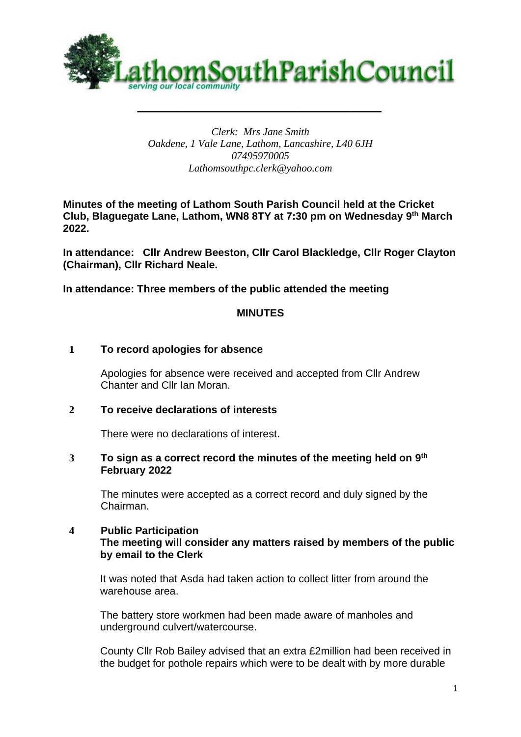# LathomSouthParishCouncil

*serving our local community*

*Clerk: Mrs Jane Smith*
*Oakdene, 1 Vale Lane, Lathom, Lancashire, L40 6JH*
*07495970005*
*Lathomsouthpc.clerk@yahoo.com*

**Minutes of the meeting of Lathom South Parish Council held at the Cricket Club, Blaguegate Lane, Lathom, WN8 8TY at 7:30 pm on Wednesday 9th March 2022.**

**In attendance: Cllr Andrew Beeston, Cllr Carol Blackledge, Cllr Roger Clayton (Chairman), Cllr Richard Neale.**

**In attendance: Three members of the public attended the meeting**

## MINUTES

**1 To record apologies for absence**

Apologies for absence were received and accepted from Cllr Andrew Chanter and Cllr Ian Moran.

**2 To receive declarations of interests**

There were no declarations of interest.

**3 To sign as a correct record the minutes of the meeting held on 9th February 2022**

The minutes were accepted as a correct record and duly signed by the Chairman.

**4 Public Participation**
**The meeting will consider any matters raised by members of the public by email to the Clerk**

It was noted that Asda had taken action to collect litter from around the warehouse area.

The battery store workmen had been made aware of manholes and underground culvert/watercourse.

County Cllr Rob Bailey advised that an extra £2million had been received in the budget for pothole repairs which were to be dealt with by more durable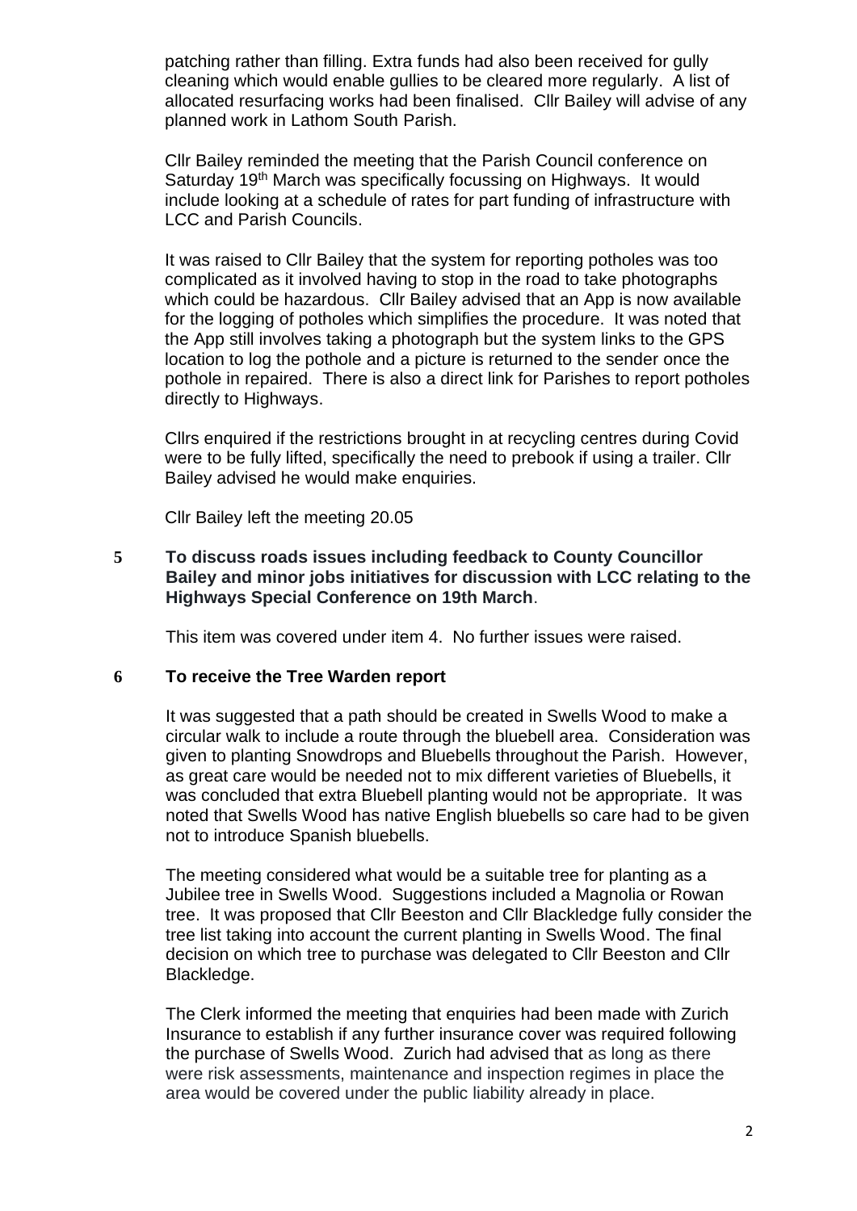patching rather than filling. Extra funds had also been received for gully cleaning which would enable gullies to be cleared more regularly. A list of allocated resurfacing works had been finalised. Cllr Bailey will advise of any planned work in Lathom South Parish.

Cllr Bailey reminded the meeting that the Parish Council conference on Saturday 19th March was specifically focussing on Highways. It would include looking at a schedule of rates for part funding of infrastructure with LCC and Parish Councils.

It was raised to Cllr Bailey that the system for reporting potholes was too complicated as it involved having to stop in the road to take photographs which could be hazardous. Cllr Bailey advised that an App is now available for the logging of potholes which simplifies the procedure. It was noted that the App still involves taking a photograph but the system links to the GPS location to log the pothole and a picture is returned to the sender once the pothole in repaired. There is also a direct link for Parishes to report potholes directly to Highways.

Cllrs enquired if the restrictions brought in at recycling centres during Covid were to be fully lifted, specifically the need to prebook if using a trailer. Cllr Bailey advised he would make enquiries.

Cllr Bailey left the meeting 20.05

**5 To discuss roads issues including feedback to County Councillor Bailey and minor jobs initiatives for discussion with LCC relating to the Highways Special Conference on 19th March**.

This item was covered under item 4. No further issues were raised.

**6 To receive the Tree Warden report**

It was suggested that a path should be created in Swells Wood to make a circular walk to include a route through the bluebell area. Consideration was given to planting Snowdrops and Bluebells throughout the Parish. However, as great care would be needed not to mix different varieties of Bluebells, it was concluded that extra Bluebell planting would not be appropriate. It was noted that Swells Wood has native English bluebells so care had to be given not to introduce Spanish bluebells.

The meeting considered what would be a suitable tree for planting as a Jubilee tree in Swells Wood. Suggestions included a Magnolia or Rowan tree. It was proposed that Cllr Beeston and Cllr Blackledge fully consider the tree list taking into account the current planting in Swells Wood. The final decision on which tree to purchase was delegated to Cllr Beeston and Cllr Blackledge.

The Clerk informed the meeting that enquiries had been made with Zurich Insurance to establish if any further insurance cover was required following the purchase of Swells Wood. Zurich had advised that as long as there were risk assessments, maintenance and inspection regimes in place the area would be covered under the public liability already in place.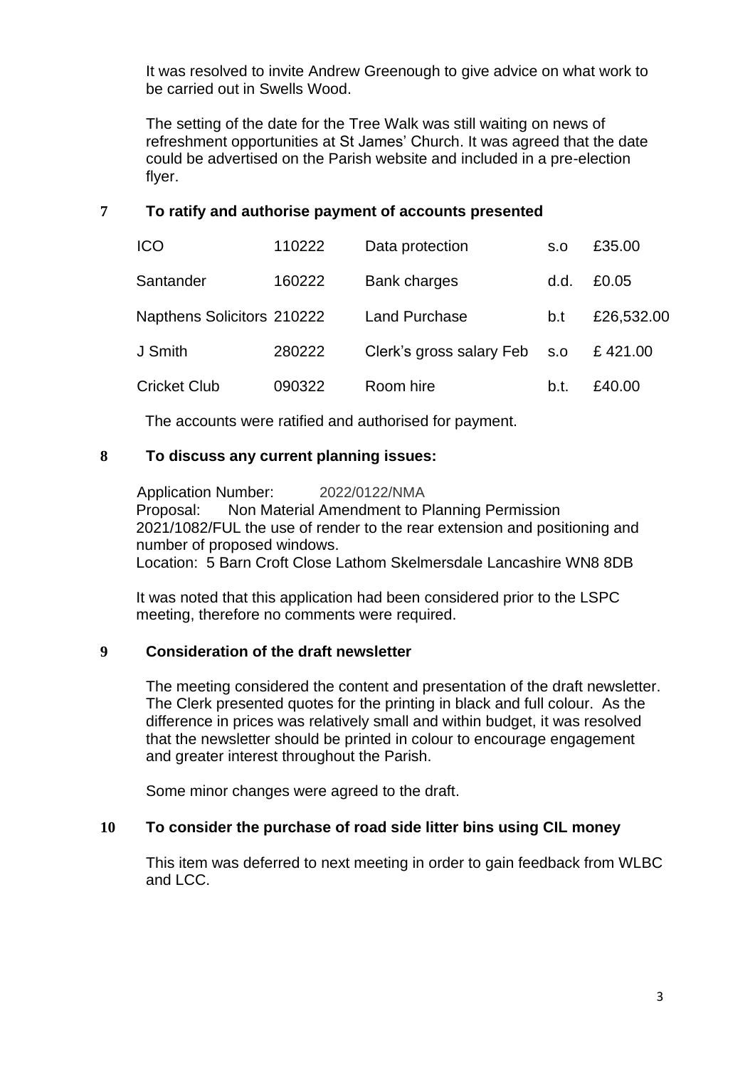It was resolved to invite Andrew Greenough to give advice on what work to be carried out in Swells Wood.

The setting of the date for the Tree Walk was still waiting on news of refreshment opportunities at St James' Church. It was agreed that the date could be advertised on the Parish website and included in a pre-election flyer.

**7 To ratify and authorise payment of accounts presented**

| | | | | |
|---|---|---|---|---|
| ICO | 110222 | Data protection | s.o | £35.00 |
| Santander | 160222 | Bank charges | d.d. | £0.05 |
| Napthens Solicitors | 210222 | Land Purchase | b.t | £26,532.00 |
| J Smith | 280222 | Clerk's gross salary Feb | s.o | £ 421.00 |
| Cricket Club | 090322 | Room hire | b.t. | £40.00 |

The accounts were ratified and authorised for payment.

**8 To discuss any current planning issues:**

Application Number: 2022/0122/NMA
Proposal: Non Material Amendment to Planning Permission 2021/1082/FUL the use of render to the rear extension and positioning and number of proposed windows.
Location: 5 Barn Croft Close Lathom Skelmersdale Lancashire WN8 8DB

It was noted that this application had been considered prior to the LSPC meeting, therefore no comments were required.

**9 Consideration of the draft newsletter**

The meeting considered the content and presentation of the draft newsletter. The Clerk presented quotes for the printing in black and full colour. As the difference in prices was relatively small and within budget, it was resolved that the newsletter should be printed in colour to encourage engagement and greater interest throughout the Parish.

Some minor changes were agreed to the draft.

**10 To consider the purchase of road side litter bins using CIL money**

This item was deferred to next meeting in order to gain feedback from WLBC and LCC.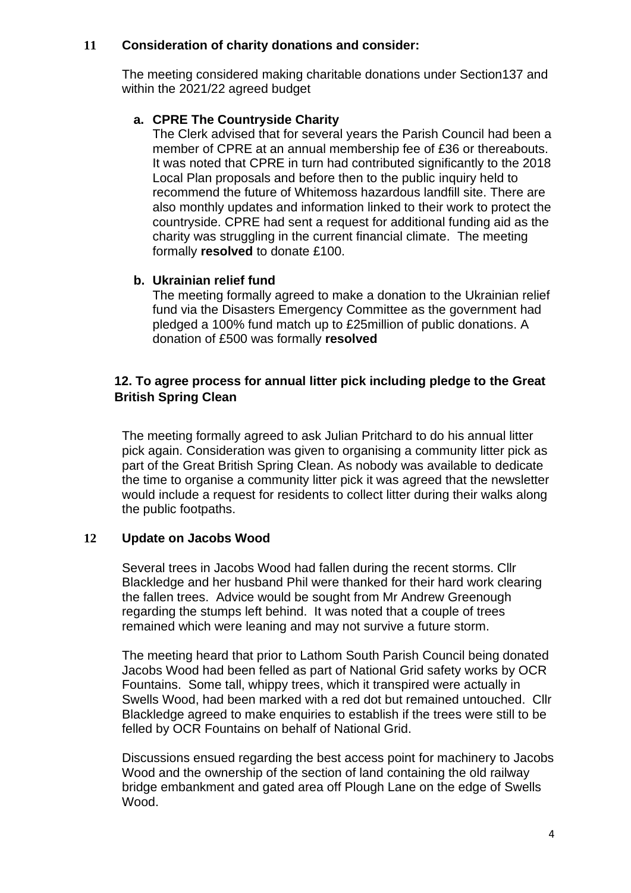## 11 Consideration of charity donations and consider:

The meeting considered making charitable donations under Section137 and within the 2021/22 agreed budget

### a. CPRE The Countryside Charity

The Clerk advised that for several years the Parish Council had been a member of CPRE at an annual membership fee of £36 or thereabouts. It was noted that CPRE in turn had contributed significantly to the 2018 Local Plan proposals and before then to the public inquiry held to recommend the future of Whitemoss hazardous landfill site. There are also monthly updates and information linked to their work to protect the countryside. CPRE had sent a request for additional funding aid as the charity was struggling in the current financial climate. The meeting formally **resolved** to donate £100.

### b. Ukrainian relief fund

The meeting formally agreed to make a donation to the Ukrainian relief fund via the Disasters Emergency Committee as the government had pledged a 100% fund match up to £25million of public donations. A donation of £500 was formally **resolved**

## 12. To agree process for annual litter pick including pledge to the Great British Spring Clean

The meeting formally agreed to ask Julian Pritchard to do his annual litter pick again. Consideration was given to organising a community litter pick as part of the Great British Spring Clean. As nobody was available to dedicate the time to organise a community litter pick it was agreed that the newsletter would include a request for residents to collect litter during their walks along the public footpaths.

## 12 Update on Jacobs Wood

Several trees in Jacobs Wood had fallen during the recent storms. Cllr Blackledge and her husband Phil were thanked for their hard work clearing the fallen trees. Advice would be sought from Mr Andrew Greenough regarding the stumps left behind. It was noted that a couple of trees remained which were leaning and may not survive a future storm.

The meeting heard that prior to Lathom South Parish Council being donated Jacobs Wood had been felled as part of National Grid safety works by OCR Fountains. Some tall, whippy trees, which it transpired were actually in Swells Wood, had been marked with a red dot but remained untouched. Cllr Blackledge agreed to make enquiries to establish if the trees were still to be felled by OCR Fountains on behalf of National Grid.

Discussions ensued regarding the best access point for machinery to Jacobs Wood and the ownership of the section of land containing the old railway bridge embankment and gated area off Plough Lane on the edge of Swells Wood.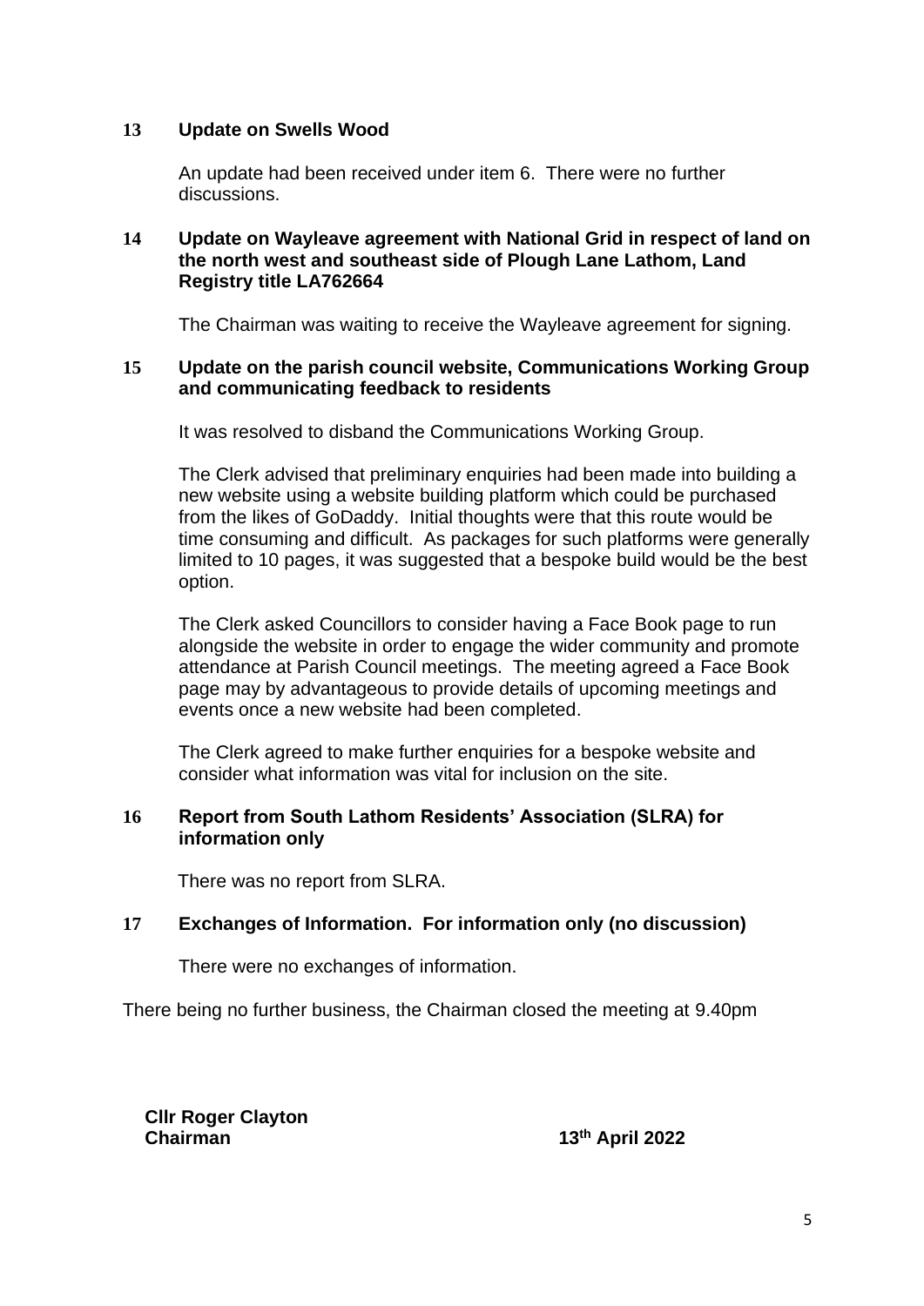### 13 Update on Swells Wood

An update had been received under item 6. There were no further discussions.

### 14 Update on Wayleave agreement with National Grid in respect of land on the north west and southeast side of Plough Lane Lathom, Land Registry title LA762664

The Chairman was waiting to receive the Wayleave agreement for signing.

### 15 Update on the parish council website, Communications Working Group and communicating feedback to residents

It was resolved to disband the Communications Working Group.

The Clerk advised that preliminary enquiries had been made into building a new website using a website building platform which could be purchased from the likes of GoDaddy. Initial thoughts were that this route would be time consuming and difficult. As packages for such platforms were generally limited to 10 pages, it was suggested that a bespoke build would be the best option.

The Clerk asked Councillors to consider having a Face Book page to run alongside the website in order to engage the wider community and promote attendance at Parish Council meetings. The meeting agreed a Face Book page may by advantageous to provide details of upcoming meetings and events once a new website had been completed.

The Clerk agreed to make further enquiries for a bespoke website and consider what information was vital for inclusion on the site.

### 16 Report from South Lathom Residents' Association (SLRA) for information only

There was no report from SLRA.

### 17 Exchanges of Information. For information only (no discussion)

There were no exchanges of information.

There being no further business, the Chairman closed the meeting at 9.40pm

**Cllr Roger Clayton**
**Chairman** **13th April 2022**